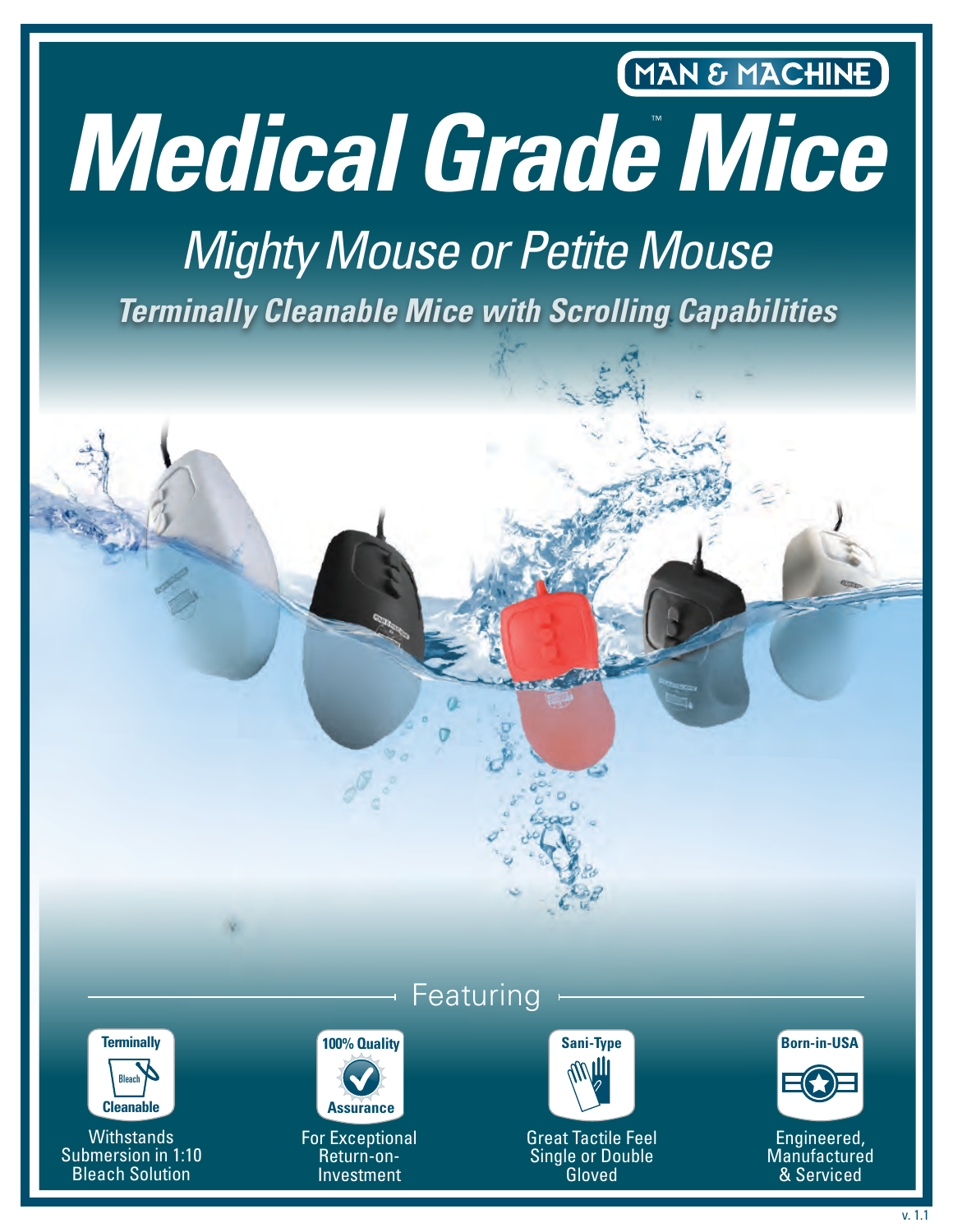MAN & MACHINE

# Medical Grade™ Mice

## *Mighty Mouse or Petite Mouse*

***Terminally Cleanable Mice with Scrolling Capabilities***

### Featuring

**Terminally Cleanable**
Withstands Submersion in 1:10 Bleach Solution

**100% Quality Assurance**
For Exceptional Return-on-Investment

**Sani-Type**
Great Tactile Feel Single or Double Gloved

**Born-in-USA**
Engineered, Manufactured & Serviced

v. 1.1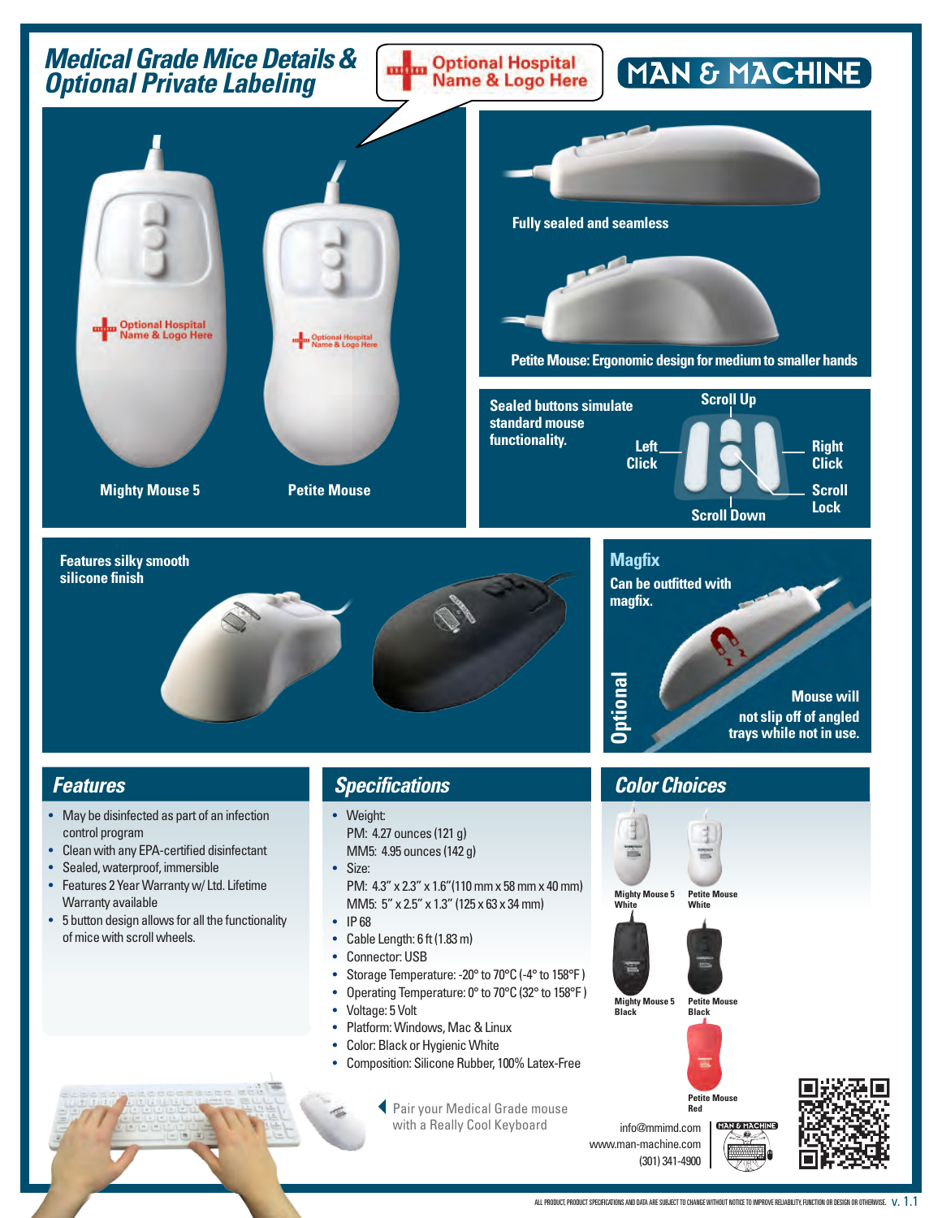# Medical Grade Mice Details & Optional Private Labeling

Optional Hospital Name & Logo Here

MAN & MACHINE

Mighty Mouse 5

Petite Mouse

Fully sealed and seamless

Petite Mouse: Ergonomic design for medium to smaller hands

Sealed buttons simulate standard mouse functionality.

Scroll Up

Left Click

Right Click

Scroll Lock

Scroll Down

Features silky smooth silicone finish

**Magfix**

Can be outfitted with magfix.

Optional

Mouse will not slip off of angled trays while not in use.

## Features

- May be disinfected as part of an infection control program
- Clean with any EPA-certified disinfectant
- Sealed, waterproof, immersible
- Features 2 Year Warranty w/ Ltd. Lifetime Warranty available
- 5 button design allows for all the functionality of mice with scroll wheels.

## Specifications

- Weight:
  PM: 4.27 ounces (121 g)
  MM5: 4.95 ounces (142 g)
- Size:
  PM: 4.3" x 2.3" x 1.6" (110 mm x 58 mm x 40 mm)
  MM5: 5" x 2.5" x 1.3" (125 x 63 x 34 mm)
- IP 68
- Cable Length: 6 ft (1.83 m)
- Connector: USB
- Storage Temperature: -20° to 70°C (-4° to 158°F )
- Operating Temperature: 0° to 70°C (32° to 158°F )
- Voltage: 5 Volt
- Platform: Windows, Mac & Linux
- Color: Black or Hygienic White
- Composition: Silicone Rubber, 100% Latex-Free

## Color Choices

Mighty Mouse 5 White

Petite Mouse White

Mighty Mouse 5 Black

Petite Mouse Black

Petite Mouse Red

Pair your Medical Grade mouse with a Really Cool Keyboard

info@mmimd.com
www.man-machine.com
(301) 341-4900

ALL PRODUCT, PRODUCT SPECIFICATIONS AND DATA ARE SUBJECT TO CHANGE WITHOUT NOTICE TO IMPROVE RELIABILITY, FUNCTION OR DESIGN OR OTHERWISE. V. 1.1